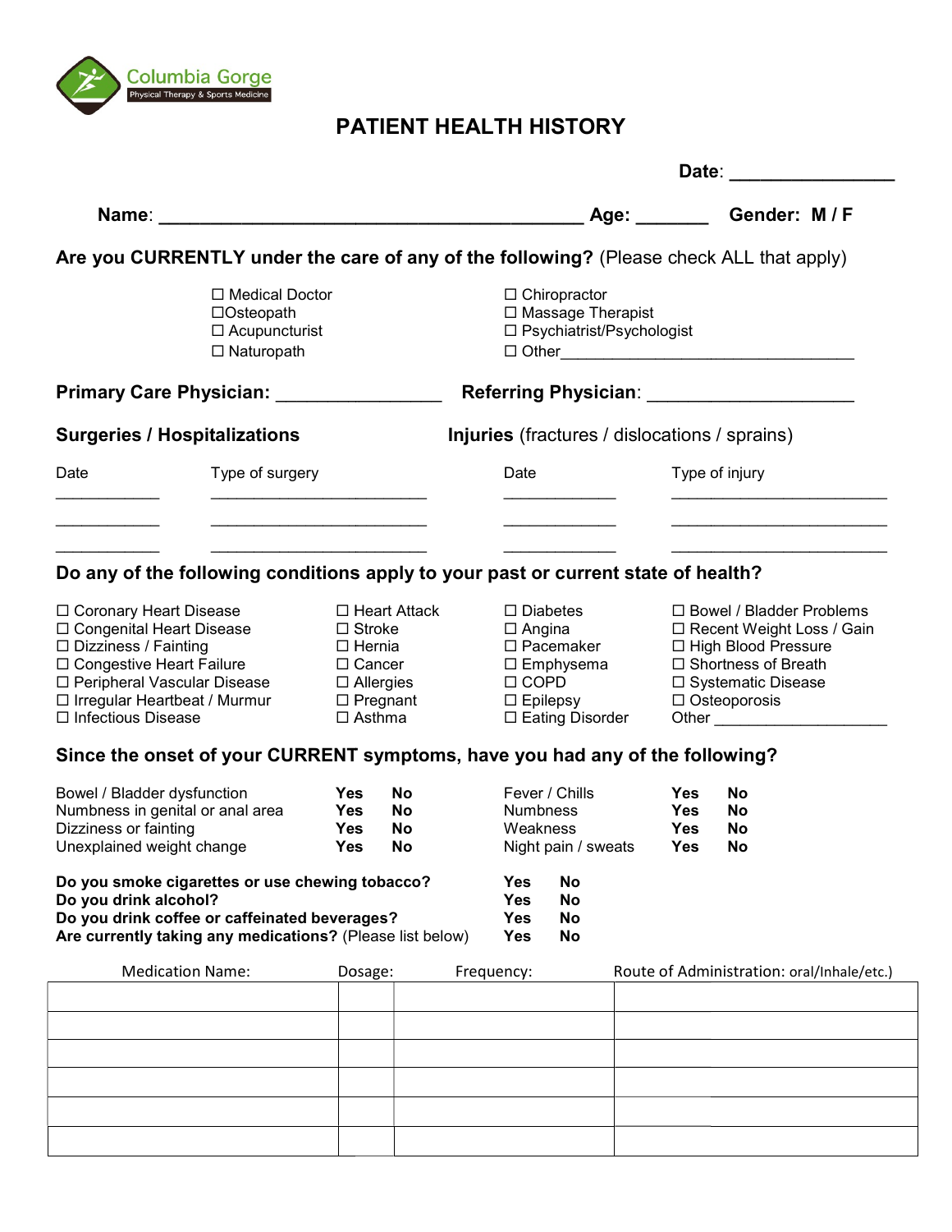Columbia Gorge
Physical Therapy & Sports Medicine

# PATIENT HEALTH HISTORY

**Date**: ________________

**Name**: ________________________________________ **Age:** _______ **Gender: M / F**

**Are you CURRENTLY under the care of any of the following?** (Please check ALL that apply)

☐ Medical Doctor
☐Osteopath
☐ Acupuncturist
☐ Naturopath
☐ Chiropractor
☐ Massage Therapist
☐ Psychiatrist/Psychologist
☐ Other_________________________________

**Primary Care Physician:** ________________ **Referring Physician**: ____________________

**Surgeries / Hospitalizations**

| Date | Type of surgery |
|---|---|
| ___________ | _________________________ |
| ___________ | _________________________ |
| ___________ | _________________________ |

**Injuries** (fractures / dislocations / sprains)

| Date | Type of injury |
|---|---|
| ____________ | _________________________ |
| ____________ | _________________________ |
| ____________ | _________________________ |

**Do any of the following conditions apply to your past or current state of health?**

☐ Coronary Heart Disease
☐ Congenital Heart Disease
☐ Dizziness / Fainting
☐ Congestive Heart Failure
☐ Peripheral Vascular Disease
☐ Irregular Heartbeat / Murmur
☐ Infectious Disease
☐ Heart Attack
☐ Stroke
☐ Hernia
☐ Cancer
☐ Allergies
☐ Pregnant
☐ Asthma
☐ Diabetes
☐ Angina
☐ Pacemaker
☐ Emphysema
☐ COPD
☐ Epilepsy
☐ Eating Disorder
☐ Bowel / Bladder Problems
☐ Recent Weight Loss / Gain
☐ High Blood Pressure
☐ Shortness of Breath
☐ Systematic Disease
☐ Osteoporosis
Other ___________________

**Since the onset of your CURRENT symptoms, have you had any of the following?**

| | | | | | |
|---|---|---|---|---|---|
| Bowel / Bladder dysfunction | **Yes** | **No** | Fever / Chills | **Yes** | **No** |
| Numbness in genital or anal area | **Yes** | **No** | Numbness | **Yes** | **No** |
| Dizziness or fainting | **Yes** | **No** | Weakness | **Yes** | **No** |
| Unexplained weight change | **Yes** | **No** | Night pain / sweats | **Yes** | **No** |

| | | |
|---|---|---|
| **Do you smoke cigarettes or use chewing tobacco?** | **Yes** | **No** |
| **Do you drink alcohol?** | **Yes** | **No** |
| **Do you drink coffee or caffeinated beverages?** | **Yes** | **No** |
| **Are currently taking any medications?** (Please list below) | **Yes** | **No** |

| Medication Name: | Dosage: | Frequency: | Route of Administration: oral/Inhale/etc.) |
|---|---|---|---|
| | | | |
| | | | |
| | | | |
| | | | |
| | | | |
| | | | |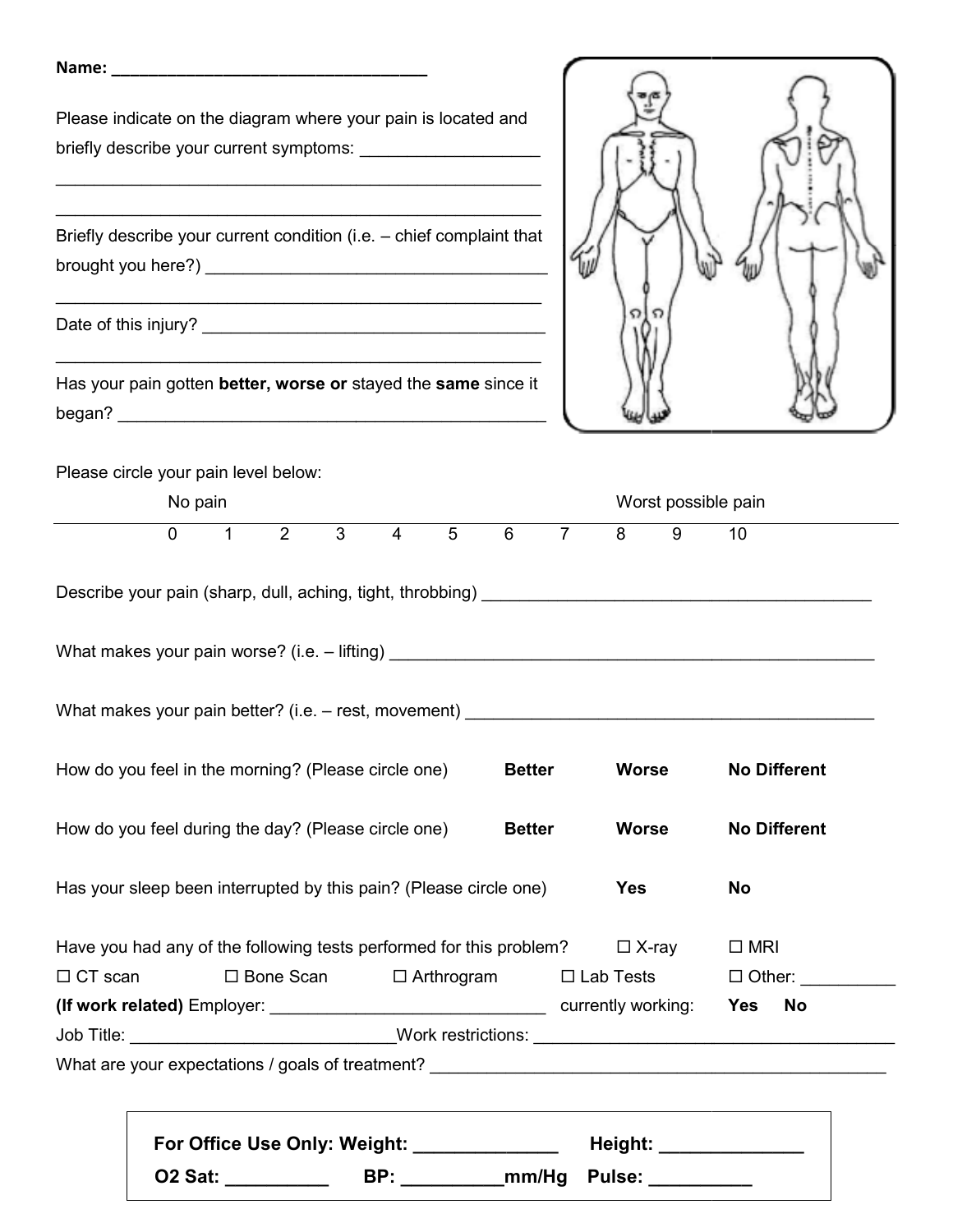**Name:** ___________________________________

Please indicate on the diagram where your pain is located and briefly describe your current symptoms: ___________________

_____________________________________________________

_____________________________________________________

Briefly describe your current condition (i.e. – chief complaint that brought you here?) _____________________________________

_____________________________________________________

Date of this injury? _____________________________________

_____________________________________________________

Has your pain gotten **better, worse or** stayed the **same** since it began? _______________________________________________

Please circle your pain level below:

No pain — Worst possible pain

0 1 2 3 4 5 6 7 8 9 10

Describe your pain (sharp, dull, aching, tight, throbbing) ___________________________________________

What makes your pain worse? (i.e. – lifting) ____________________________________________________

What makes your pain better? (i.e. – rest, movement) ____________________________________________

How do you feel in the morning? (Please circle one) **Better** **Worse** **No Different**

How do you feel during the day? (Please circle one) **Better** **Worse** **No Different**

Has your sleep been interrupted by this pain? (Please circle one) **Yes** **No**

Have you had any of the following tests performed for this problem? ☐ X-ray ☐ MRI ☐ CT scan ☐ Bone Scan ☐ Arthrogram ☐ Lab Tests ☐ Other: __________

**(If work related)** Employer: ______________________________ currently working: **Yes** **No**

Job Title: _____________________________Work restrictions: ______________________________________

What are your expectations / goals of treatment? _________________________________________________

**For Office Use Only: Weight:** ______________ **Height:** ______________

**O2 Sat:** __________ **BP:** __________**mm/Hg** **Pulse:** __________